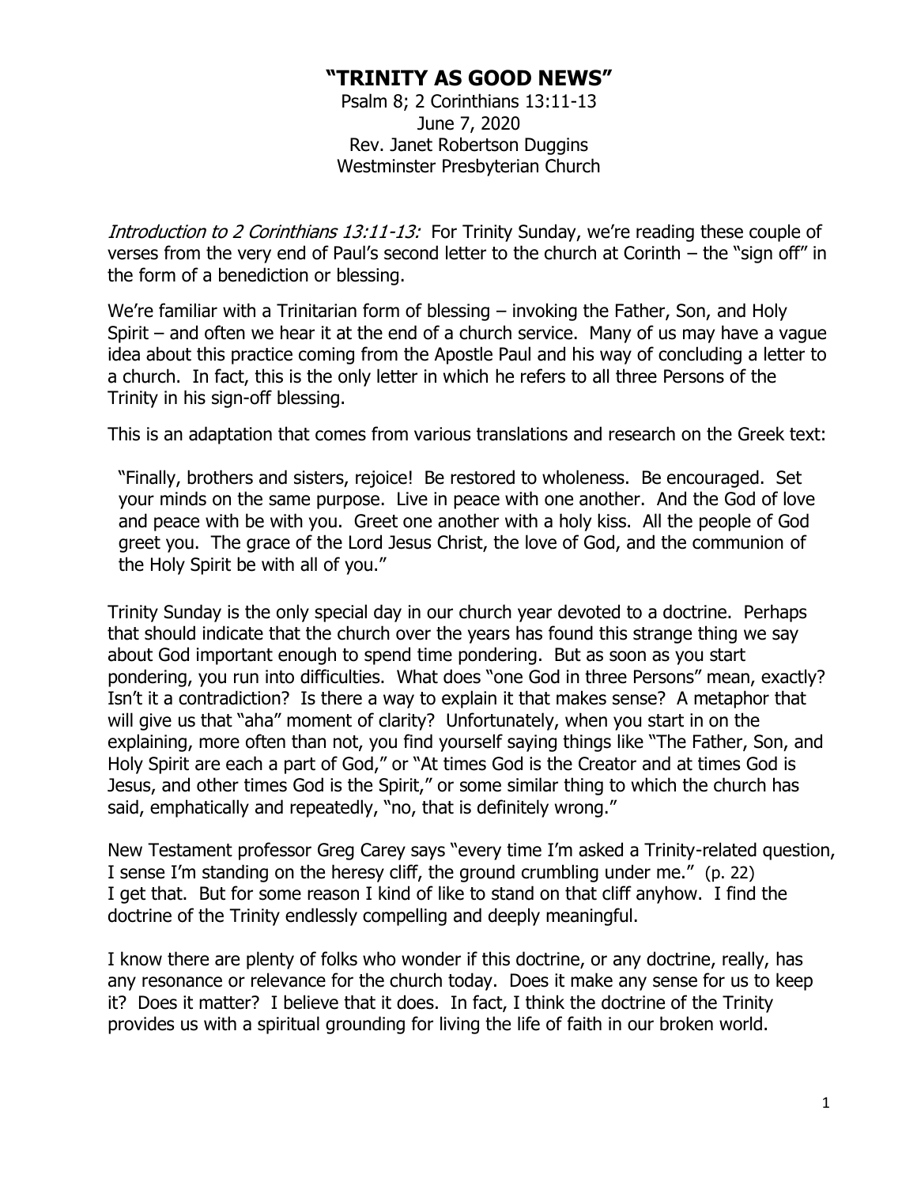# "TRINITY AS GOOD NEWS"

Psalm 8; 2 Corinthians 13:11-13
June 7, 2020
Rev. Janet Robertson Duggins
Westminster Presbyterian Church

*Introduction to 2 Corinthians 13:11-13:* For Trinity Sunday, we're reading these couple of verses from the very end of Paul's second letter to the church at Corinth – the "sign off" in the form of a benediction or blessing.

We're familiar with a Trinitarian form of blessing – invoking the Father, Son, and Holy Spirit – and often we hear it at the end of a church service. Many of us may have a vague idea about this practice coming from the Apostle Paul and his way of concluding a letter to a church. In fact, this is the only letter in which he refers to all three Persons of the Trinity in his sign-off blessing.

This is an adaptation that comes from various translations and research on the Greek text:

> "Finally, brothers and sisters, rejoice! Be restored to wholeness. Be encouraged. Set your minds on the same purpose. Live in peace with one another. And the God of love and peace with be with you. Greet one another with a holy kiss. All the people of God greet you. The grace of the Lord Jesus Christ, the love of God, and the communion of the Holy Spirit be with all of you."

Trinity Sunday is the only special day in our church year devoted to a doctrine. Perhaps that should indicate that the church over the years has found this strange thing we say about God important enough to spend time pondering. But as soon as you start pondering, you run into difficulties. What does "one God in three Persons" mean, exactly? Isn't it a contradiction? Is there a way to explain it that makes sense? A metaphor that will give us that "aha" moment of clarity? Unfortunately, when you start in on the explaining, more often than not, you find yourself saying things like "The Father, Son, and Holy Spirit are each a part of God," or "At times God is the Creator and at times God is Jesus, and other times God is the Spirit," or some similar thing to which the church has said, emphatically and repeatedly, "no, that is definitely wrong."

New Testament professor Greg Carey says "every time I'm asked a Trinity-related question, I sense I'm standing on the heresy cliff, the ground crumbling under me." (p. 22)
I get that. But for some reason I kind of like to stand on that cliff anyhow. I find the doctrine of the Trinity endlessly compelling and deeply meaningful.

I know there are plenty of folks who wonder if this doctrine, or any doctrine, really, has any resonance or relevance for the church today. Does it make any sense for us to keep it? Does it matter? I believe that it does. In fact, I think the doctrine of the Trinity provides us with a spiritual grounding for living the life of faith in our broken world.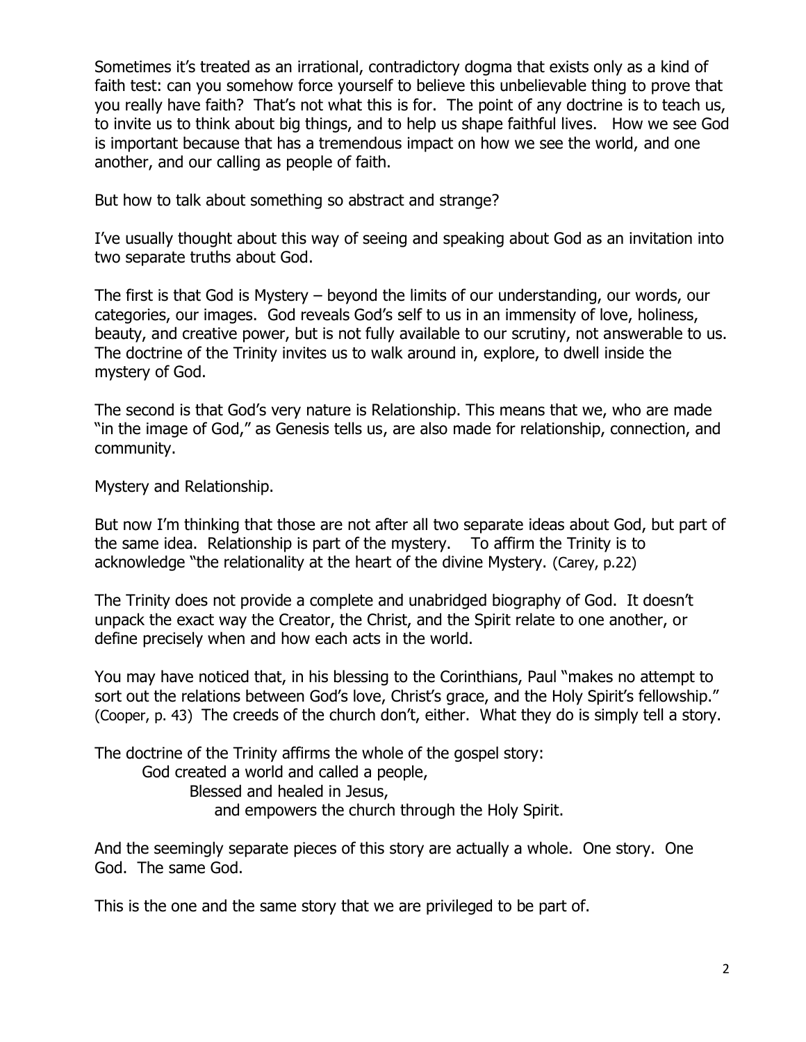Sometimes it's treated as an irrational, contradictory dogma that exists only as a kind of faith test: can you somehow force yourself to believe this unbelievable thing to prove that you really have faith? That's not what this is for. The point of any doctrine is to teach us, to invite us to think about big things, and to help us shape faithful lives. How we see God is important because that has a tremendous impact on how we see the world, and one another, and our calling as people of faith.

But how to talk about something so abstract and strange?

I've usually thought about this way of seeing and speaking about God as an invitation into two separate truths about God.

The first is that God is Mystery – beyond the limits of our understanding, our words, our categories, our images. God reveals God's self to us in an immensity of love, holiness, beauty, and creative power, but is not fully available to our scrutiny, not answerable to us. The doctrine of the Trinity invites us to walk around in, explore, to dwell inside the mystery of God.

The second is that God's very nature is Relationship. This means that we, who are made "in the image of God," as Genesis tells us, are also made for relationship, connection, and community.

Mystery and Relationship.

But now I'm thinking that those are not after all two separate ideas about God, but part of the same idea. Relationship is part of the mystery. To affirm the Trinity is to acknowledge "the relationality at the heart of the divine Mystery. (Carey, p.22)

The Trinity does not provide a complete and unabridged biography of God. It doesn't unpack the exact way the Creator, the Christ, and the Spirit relate to one another, or define precisely when and how each acts in the world.

You may have noticed that, in his blessing to the Corinthians, Paul "makes no attempt to sort out the relations between God's love, Christ's grace, and the Holy Spirit's fellowship." (Cooper, p. 43) The creeds of the church don't, either. What they do is simply tell a story.

The doctrine of the Trinity affirms the whole of the gospel story:

God created a world and called a people,
Blessed and healed in Jesus,
and empowers the church through the Holy Spirit.

And the seemingly separate pieces of this story are actually a whole. One story. One God. The same God.

This is the one and the same story that we are privileged to be part of.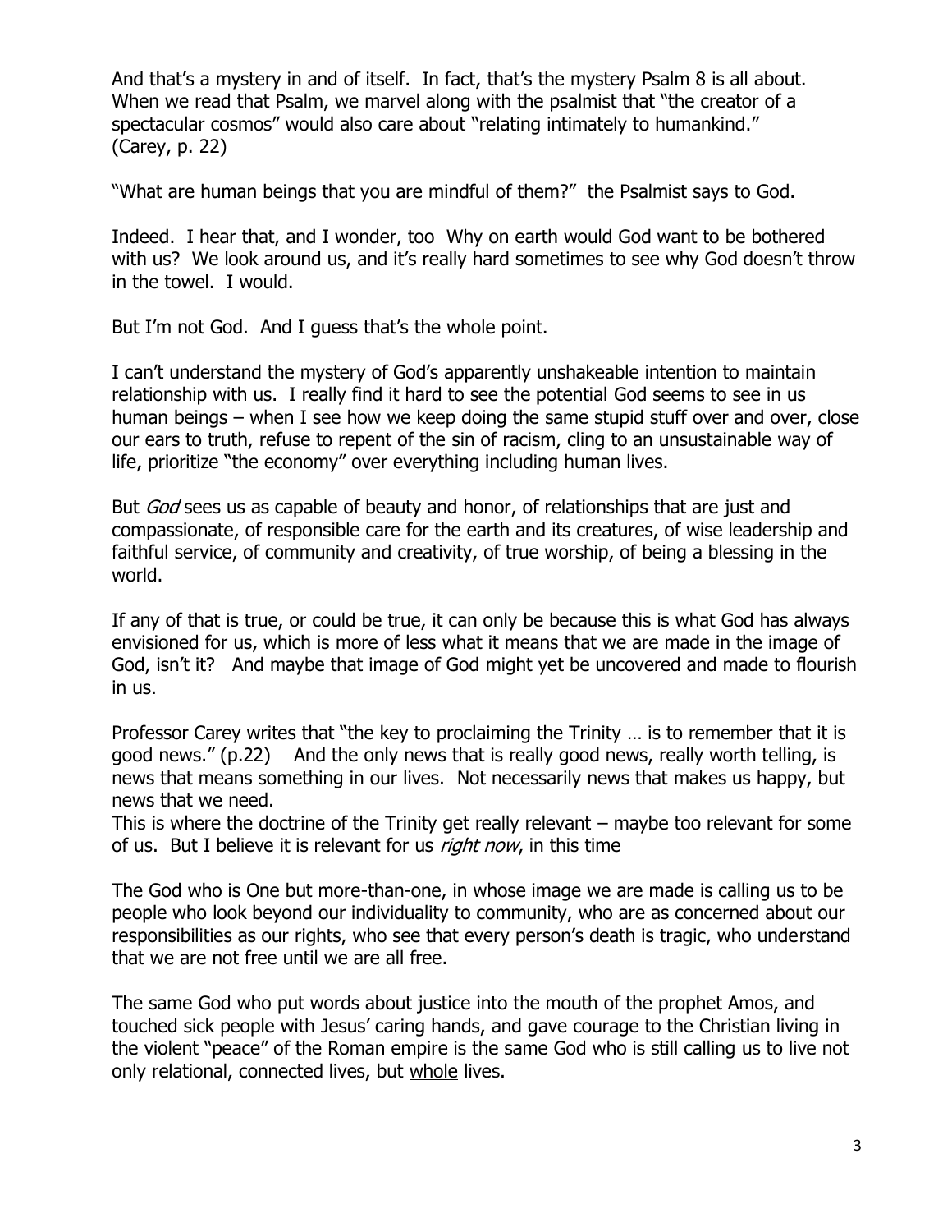And that's a mystery in and of itself. In fact, that's the mystery Psalm 8 is all about. When we read that Psalm, we marvel along with the psalmist that "the creator of a spectacular cosmos" would also care about "relating intimately to humankind." (Carey, p. 22)

"What are human beings that you are mindful of them?" the Psalmist says to God.

Indeed. I hear that, and I wonder, too Why on earth would God want to be bothered with us? We look around us, and it's really hard sometimes to see why God doesn't throw in the towel. I would.

But I'm not God. And I guess that's the whole point.

I can't understand the mystery of God's apparently unshakeable intention to maintain relationship with us. I really find it hard to see the potential God seems to see in us human beings – when I see how we keep doing the same stupid stuff over and over, close our ears to truth, refuse to repent of the sin of racism, cling to an unsustainable way of life, prioritize "the economy" over everything including human lives.

But *God* sees us as capable of beauty and honor, of relationships that are just and compassionate, of responsible care for the earth and its creatures, of wise leadership and faithful service, of community and creativity, of true worship, of being a blessing in the world.

If any of that is true, or could be true, it can only be because this is what God has always envisioned for us, which is more of less what it means that we are made in the image of God, isn't it? And maybe that image of God might yet be uncovered and made to flourish in us.

Professor Carey writes that "the key to proclaiming the Trinity … is to remember that it is good news." (p.22) And the only news that is really good news, really worth telling, is news that means something in our lives. Not necessarily news that makes us happy, but news that we need.
This is where the doctrine of the Trinity get really relevant – maybe too relevant for some of us. But I believe it is relevant for us *right now*, in this time

The God who is One but more-than-one, in whose image we are made is calling us to be people who look beyond our individuality to community, who are as concerned about our responsibilities as our rights, who see that every person's death is tragic, who understand that we are not free until we are all free.

The same God who put words about justice into the mouth of the prophet Amos, and touched sick people with Jesus' caring hands, and gave courage to the Christian living in the violent "peace" of the Roman empire is the same God who is still calling us to live not only relational, connected lives, but <u>whole</u> lives.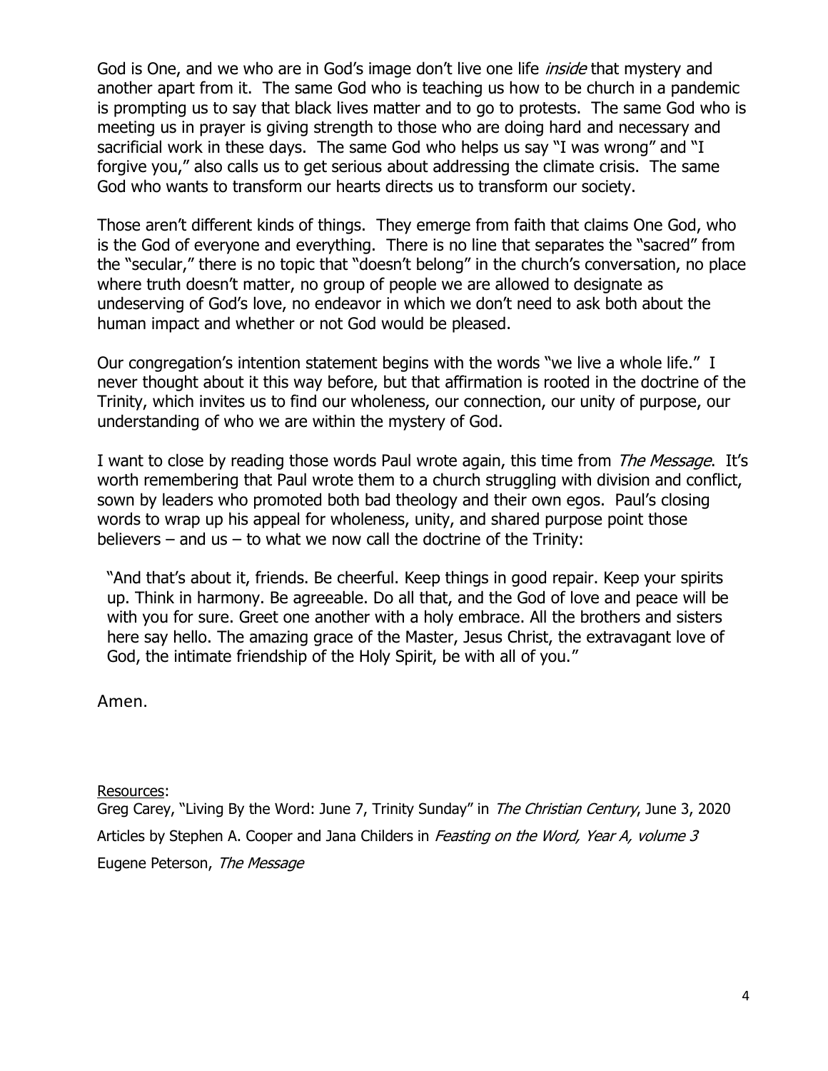God is One, and we who are in God's image don't live one life *inside* that mystery and another apart from it. The same God who is teaching us how to be church in a pandemic is prompting us to say that black lives matter and to go to protests. The same God who is meeting us in prayer is giving strength to those who are doing hard and necessary and sacrificial work in these days. The same God who helps us say "I was wrong" and "I forgive you," also calls us to get serious about addressing the climate crisis. The same God who wants to transform our hearts directs us to transform our society.

Those aren't different kinds of things. They emerge from faith that claims One God, who is the God of everyone and everything. There is no line that separates the "sacred" from the "secular," there is no topic that "doesn't belong" in the church's conversation, no place where truth doesn't matter, no group of people we are allowed to designate as undeserving of God's love, no endeavor in which we don't need to ask both about the human impact and whether or not God would be pleased.

Our congregation's intention statement begins with the words "we live a whole life." I never thought about it this way before, but that affirmation is rooted in the doctrine of the Trinity, which invites us to find our wholeness, our connection, our unity of purpose, our understanding of who we are within the mystery of God.

I want to close by reading those words Paul wrote again, this time from *The Message*. It's worth remembering that Paul wrote them to a church struggling with division and conflict, sown by leaders who promoted both bad theology and their own egos. Paul's closing words to wrap up his appeal for wholeness, unity, and shared purpose point those believers – and us – to what we now call the doctrine of the Trinity:

> "And that's about it, friends. Be cheerful. Keep things in good repair. Keep your spirits up. Think in harmony. Be agreeable. Do all that, and the God of love and peace will be with you for sure. Greet one another with a holy embrace. All the brothers and sisters here say hello. The amazing grace of the Master, Jesus Christ, the extravagant love of God, the intimate friendship of the Holy Spirit, be with all of you."

Amen.

Resources:

Greg Carey, "Living By the Word: June 7, Trinity Sunday" in *The Christian Century*, June 3, 2020

Articles by Stephen A. Cooper and Jana Childers in *Feasting on the Word, Year A, volume 3*

Eugene Peterson, *The Message*